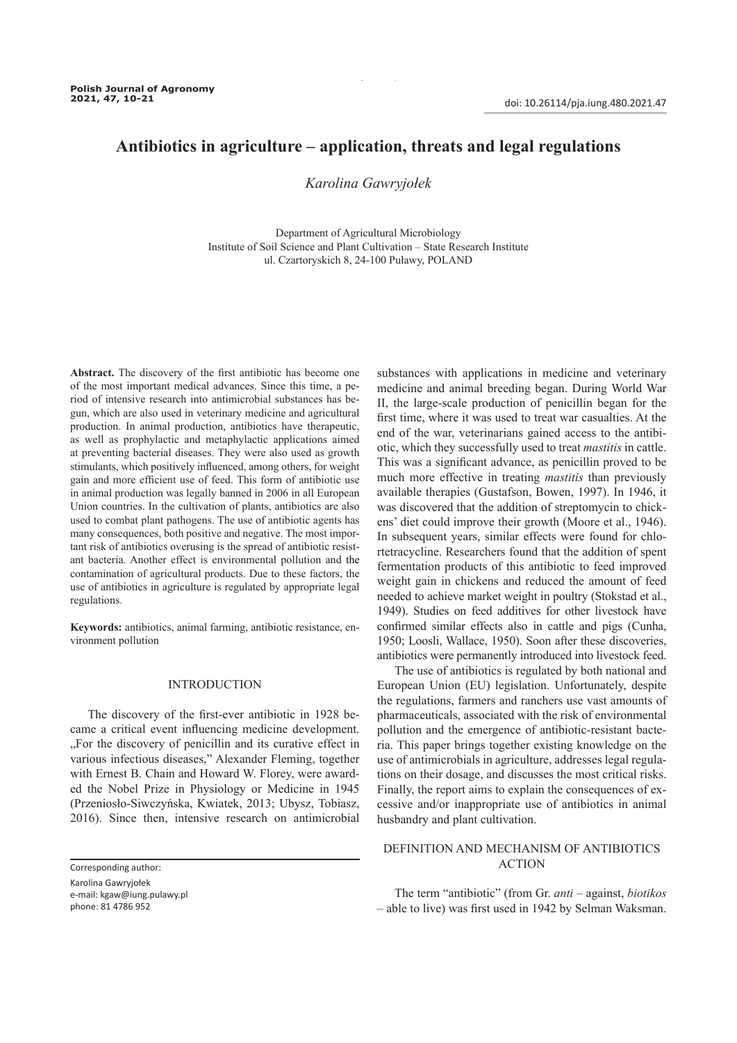doi: 10.26114/pja.iung.480.2021.47

# Antibiotics in agriculture – application, threats and legal regulations

*Karolina Gawryjołek*

Department of Agricultural Microbiology
Institute of Soil Science and Plant Cultivation – State Research Institute
ul. Czartoryskich 8, 24-100 Puławy, POLAND

**Abstract.** The discovery of the first antibiotic has become one of the most important medical advances. Since this time, a period of intensive research into antimicrobial substances has begun, which are also used in veterinary medicine and agricultural production. In animal production, antibiotics have therapeutic, as well as prophylactic and metaphylactic applications aimed at preventing bacterial diseases. They were also used as growth stimulants, which positively influenced, among others, for weight gain and more efficient use of feed. This form of antibiotic use in animal production was legally banned in 2006 in all European Union countries. In the cultivation of plants, antibiotics are also used to combat plant pathogens. The use of antibiotic agents has many consequences, both positive and negative. The most important risk of antibiotics overusing is the spread of antibiotic resistant bacteria. Another effect is environmental pollution and the contamination of agricultural products. Due to these factors, the use of antibiotics in agriculture is regulated by appropriate legal regulations.

**Keywords:** antibiotics, animal farming, antibiotic resistance, environment pollution

## INTRODUCTION

The discovery of the first-ever antibiotic in 1928 became a critical event influencing medicine development. „For the discovery of penicillin and its curative effect in various infectious diseases," Alexander Fleming, together with Ernest B. Chain and Howard W. Florey, were awarded the Nobel Prize in Physiology or Medicine in 1945 (Przeniosło-Siwczyńska, Kwiatek, 2013; Ubysz, Tobiasz, 2016). Since then, intensive research on antimicrobial substances with applications in medicine and veterinary medicine and animal breeding began. During World War II, the large-scale production of penicillin began for the first time, where it was used to treat war casualties. At the end of the war, veterinarians gained access to the antibiotic, which they successfully used to treat *mastitis* in cattle. This was a significant advance, as penicillin proved to be much more effective in treating *mastitis* than previously available therapies (Gustafson, Bowen, 1997). In 1946, it was discovered that the addition of streptomycin to chickens' diet could improve their growth (Moore et al., 1946). In subsequent years, similar effects were found for chlortetracycline. Researchers found that the addition of spent fermentation products of this antibiotic to feed improved weight gain in chickens and reduced the amount of feed needed to achieve market weight in poultry (Stokstad et al., 1949). Studies on feed additives for other livestock have confirmed similar effects also in cattle and pigs (Cunha, 1950; Loosli, Wallace, 1950). Soon after these discoveries, antibiotics were permanently introduced into livestock feed.

The use of antibiotics is regulated by both national and European Union (EU) legislation. Unfortunately, despite the regulations, farmers and ranchers use vast amounts of pharmaceuticals, associated with the risk of environmental pollution and the emergence of antibiotic-resistant bacteria. This paper brings together existing knowledge on the use of antimicrobials in agriculture, addresses legal regulations on their dosage, and discusses the most critical risks. Finally, the report aims to explain the consequences of excessive and/or inappropriate use of antibiotics in animal husbandry and plant cultivation.

## DEFINITION AND MECHANISM OF ANTIBIOTICS ACTION

The term "antibiotic" (from Gr. *anti* – against, *biotikos* – able to live) was first used in 1942 by Selman Waksman.

Corresponding author:
Karolina Gawryjołek
e-mail: kgaw@iung.pulawy.pl
phone: 81 4786 952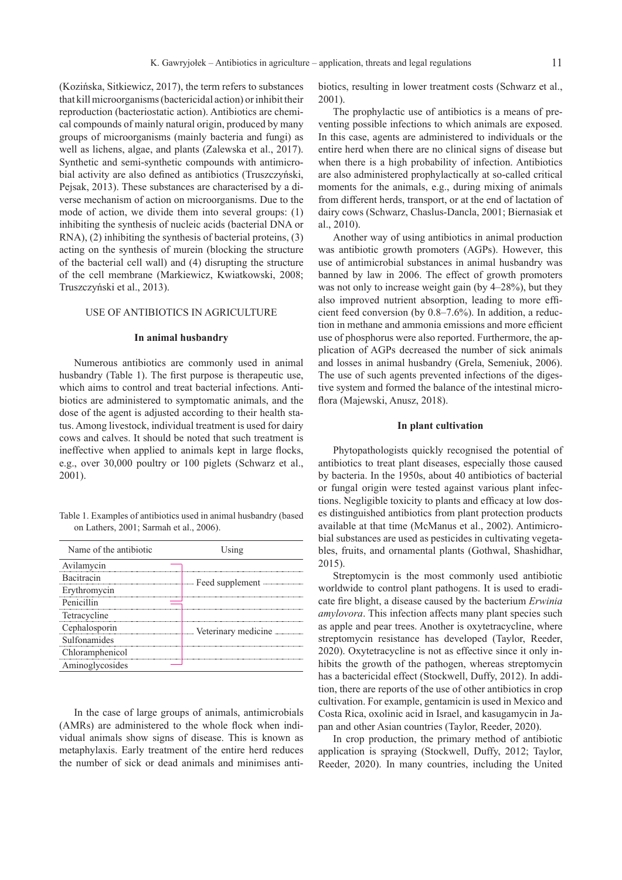(Kozińska, Sitkiewicz, 2017), the term refers to substances that kill microorganisms (bactericidal action) or inhibit their reproduction (bacteriostatic action). Antibiotics are chemical compounds of mainly natural origin, produced by many groups of microorganisms (mainly bacteria and fungi) as well as lichens, algae, and plants (Zalewska et al., 2017). Synthetic and semi-synthetic compounds with antimicrobial activity are also defined as antibiotics (Truszczyński, Pejsak, 2013). These substances are characterised by a diverse mechanism of action on microorganisms. Due to the mode of action, we divide them into several groups: (1) inhibiting the synthesis of nucleic acids (bacterial DNA or RNA), (2) inhibiting the synthesis of bacterial proteins, (3) acting on the synthesis of murein (blocking the structure of the bacterial cell wall) and (4) disrupting the structure of the cell membrane (Markiewicz, Kwiatkowski, 2008; Truszczyński et al., 2013).

## USE OF ANTIBIOTICS IN AGRICULTURE

### In animal husbandry

Numerous antibiotics are commonly used in animal husbandry (Table 1). The first purpose is therapeutic use, which aims to control and treat bacterial infections. Antibiotics are administered to symptomatic animals, and the dose of the agent is adjusted according to their health status. Among livestock, individual treatment is used for dairy cows and calves. It should be noted that such treatment is ineffective when applied to animals kept in large flocks, e.g., over 30,000 poultry or 100 piglets (Schwarz et al., 2001).

Table 1. Examples of antibiotics used in animal husbandry (based on Lathers, 2001; Sarmah et al., 2006).

| Name of the antibiotic | Using |
|---|---|
| Avilamycin | Feed supplement |
| Bacitracin | Feed supplement |
| Erythromycin | Feed supplement |
| Penicillin | Feed supplement / Veterinary medicine |
| Tetracycline | Veterinary medicine |
| Cephalosporin | Veterinary medicine |
| Sulfonamides | Veterinary medicine |
| Chloramphenicol | Veterinary medicine |
| Aminoglycosides | Veterinary medicine |

In the case of large groups of animals, antimicrobials (AMRs) are administered to the whole flock when individual animals show signs of disease. This is known as metaphylaxis. Early treatment of the entire herd reduces the number of sick or dead animals and minimises antibiotics, resulting in lower treatment costs (Schwarz et al., 2001).

The prophylactic use of antibiotics is a means of preventing possible infections to which animals are exposed. In this case, agents are administered to individuals or the entire herd when there are no clinical signs of disease but when there is a high probability of infection. Antibiotics are also administered prophylactically at so-called critical moments for the animals, e.g., during mixing of animals from different herds, transport, or at the end of lactation of dairy cows (Schwarz, Chaslus-Dancla, 2001; Biernasiak et al., 2010).

Another way of using antibiotics in animal production was antibiotic growth promoters (AGPs). However, this use of antimicrobial substances in animal husbandry was banned by law in 2006. The effect of growth promoters was not only to increase weight gain (by 4–28%), but they also improved nutrient absorption, leading to more efficient feed conversion (by 0.8–7.6%). In addition, a reduction in methane and ammonia emissions and more efficient use of phosphorus were also reported. Furthermore, the application of AGPs decreased the number of sick animals and losses in animal husbandry (Grela, Semeniuk, 2006). The use of such agents prevented infections of the digestive system and formed the balance of the intestinal microflora (Majewski, Anusz, 2018).

### In plant cultivation

Phytopathologists quickly recognised the potential of antibiotics to treat plant diseases, especially those caused by bacteria. In the 1950s, about 40 antibiotics of bacterial or fungal origin were tested against various plant infections. Negligible toxicity to plants and efficacy at low doses distinguished antibiotics from plant protection products available at that time (McManus et al., 2002). Antimicrobial substances are used as pesticides in cultivating vegetables, fruits, and ornamental plants (Gothwal, Shashidhar, 2015).

Streptomycin is the most commonly used antibiotic worldwide to control plant pathogens. It is used to eradicate fire blight, a disease caused by the bacterium *Erwinia amylovora*. This infection affects many plant species such as apple and pear trees. Another is oxytetracycline, where streptomycin resistance has developed (Taylor, Reeder, 2020). Oxytetracycline is not as effective since it only inhibits the growth of the pathogen, whereas streptomycin has a bactericidal effect (Stockwell, Duffy, 2012). In addition, there are reports of the use of other antibiotics in crop cultivation. For example, gentamicin is used in Mexico and Costa Rica, oxolinic acid in Israel, and kasugamycin in Japan and other Asian countries (Taylor, Reeder, 2020).

In crop production, the primary method of antibiotic application is spraying (Stockwell, Duffy, 2012; Taylor, Reeder, 2020). In many countries, including the United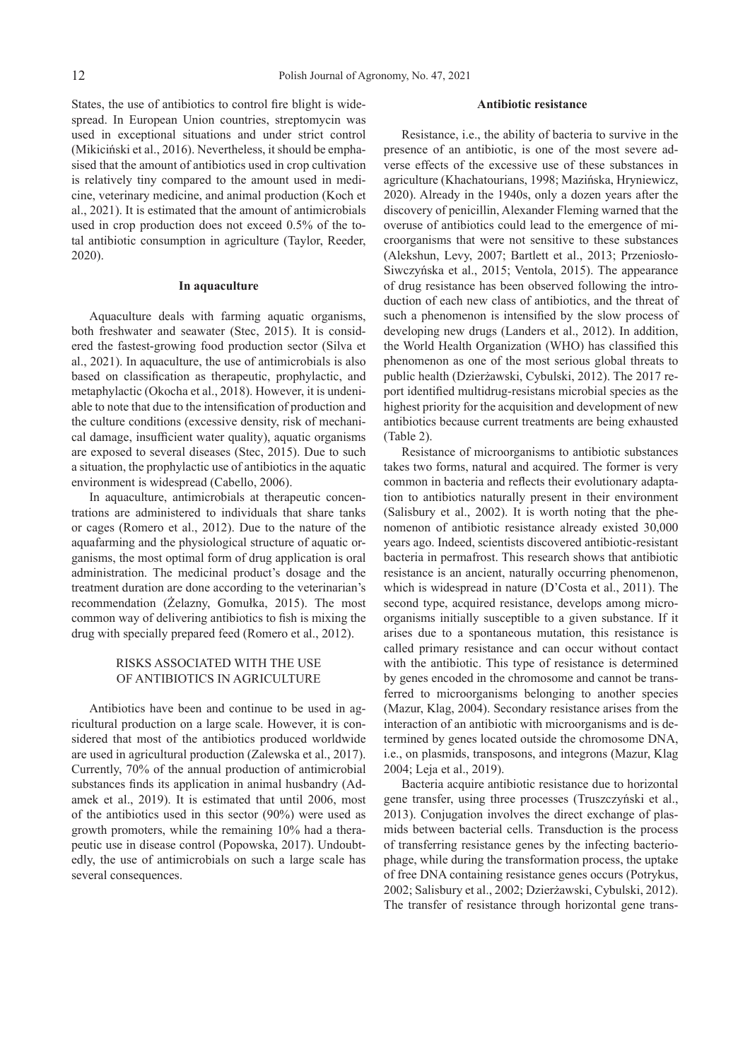States, the use of antibiotics to control fire blight is widespread. In European Union countries, streptomycin was used in exceptional situations and under strict control (Mikiciński et al., 2016). Nevertheless, it should be emphasised that the amount of antibiotics used in crop cultivation is relatively tiny compared to the amount used in medicine, veterinary medicine, and animal production (Koch et al., 2021). It is estimated that the amount of antimicrobials used in crop production does not exceed 0.5% of the total antibiotic consumption in agriculture (Taylor, Reeder, 2020).

### In aquaculture

Aquaculture deals with farming aquatic organisms, both freshwater and seawater (Stec, 2015). It is considered the fastest-growing food production sector (Silva et al., 2021). In aquaculture, the use of antimicrobials is also based on classification as therapeutic, prophylactic, and metaphylactic (Okocha et al., 2018). However, it is undeniable to note that due to the intensification of production and the culture conditions (excessive density, risk of mechanical damage, insufficient water quality), aquatic organisms are exposed to several diseases (Stec, 2015). Due to such a situation, the prophylactic use of antibiotics in the aquatic environment is widespread (Cabello, 2006).

In aquaculture, antimicrobials at therapeutic concentrations are administered to individuals that share tanks or cages (Romero et al., 2012). Due to the nature of the aquafarming and the physiological structure of aquatic organisms, the most optimal form of drug application is oral administration. The medicinal product's dosage and the treatment duration are done according to the veterinarian's recommendation (Żelazny, Gomułka, 2015). The most common way of delivering antibiotics to fish is mixing the drug with specially prepared feed (Romero et al., 2012).

## RISKS ASSOCIATED WITH THE USE OF ANTIBIOTICS IN AGRICULTURE

Antibiotics have been and continue to be used in agricultural production on a large scale. However, it is considered that most of the antibiotics produced worldwide are used in agricultural production (Zalewska et al., 2017). Currently, 70% of the annual production of antimicrobial substances finds its application in animal husbandry (Adamek et al., 2019). It is estimated that until 2006, most of the antibiotics used in this sector (90%) were used as growth promoters, while the remaining 10% had a therapeutic use in disease control (Popowska, 2017). Undoubtedly, the use of antimicrobials on such a large scale has several consequences.

### Antibiotic resistance

Resistance, i.e., the ability of bacteria to survive in the presence of an antibiotic, is one of the most severe adverse effects of the excessive use of these substances in agriculture (Khachatourians, 1998; Mazińska, Hryniewicz, 2020). Already in the 1940s, only a dozen years after the discovery of penicillin, Alexander Fleming warned that the overuse of antibiotics could lead to the emergence of microorganisms that were not sensitive to these substances (Alekshun, Levy, 2007; Bartlett et al., 2013; Przeniosło-Siwczyńska et al., 2015; Ventola, 2015). The appearance of drug resistance has been observed following the introduction of each new class of antibiotics, and the threat of such a phenomenon is intensified by the slow process of developing new drugs (Landers et al., 2012). In addition, the World Health Organization (WHO) has classified this phenomenon as one of the most serious global threats to public health (Dzierżawski, Cybulski, 2012). The 2017 report identified multidrug-resistans microbial species as the highest priority for the acquisition and development of new antibiotics because current treatments are being exhausted (Table 2).

Resistance of microorganisms to antibiotic substances takes two forms, natural and acquired. The former is very common in bacteria and reflects their evolutionary adaptation to antibiotics naturally present in their environment (Salisbury et al., 2002). It is worth noting that the phenomenon of antibiotic resistance already existed 30,000 years ago. Indeed, scientists discovered antibiotic-resistant bacteria in permafrost. This research shows that antibiotic resistance is an ancient, naturally occurring phenomenon, which is widespread in nature (D'Costa et al., 2011). The second type, acquired resistance, develops among microorganisms initially susceptible to a given substance. If it arises due to a spontaneous mutation, this resistance is called primary resistance and can occur without contact with the antibiotic. This type of resistance is determined by genes encoded in the chromosome and cannot be transferred to microorganisms belonging to another species (Mazur, Klag, 2004). Secondary resistance arises from the interaction of an antibiotic with microorganisms and is determined by genes located outside the chromosome DNA, i.e., on plasmids, transposons, and integrons (Mazur, Klag 2004; Leja et al., 2019).

Bacteria acquire antibiotic resistance due to horizontal gene transfer, using three processes (Truszczyński et al., 2013). Conjugation involves the direct exchange of plasmids between bacterial cells. Transduction is the process of transferring resistance genes by the infecting bacteriophage, while during the transformation process, the uptake of free DNA containing resistance genes occurs (Potrykus, 2002; Salisbury et al., 2002; Dzierżawski, Cybulski, 2012). The transfer of resistance through horizontal gene trans-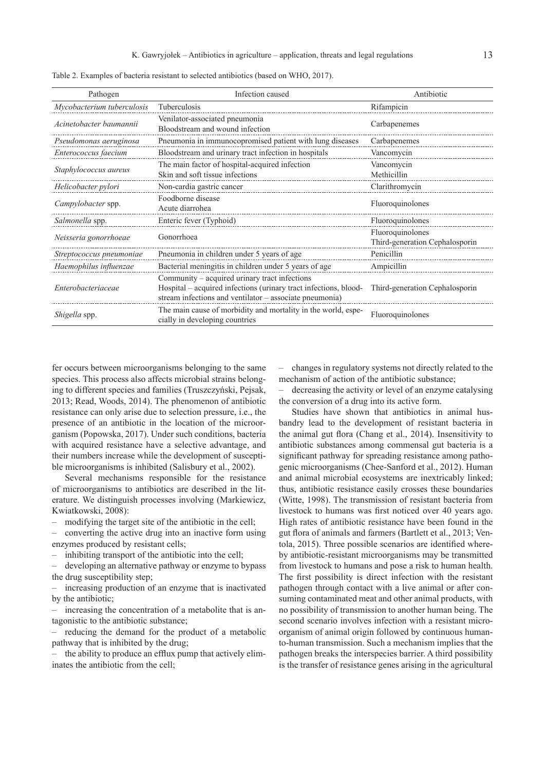Table 2. Examples of bacteria resistant to selected antibiotics (based on WHO, 2017).

| Pathogen | Infection caused | Antibiotic |
|---|---|---|
| *Mycobacterium tuberculosis* | Tuberculosis | Rifampicin |
| *Acinetobacter baumannii* | Venilator-associated pneumonia<br>Bloodstream and wound infection | Carbapenemes |
| *Pseudomonas aeruginosa* | Pneumonia in immunocopromised patient with lung diseases | Carbapenemes |
| *Enterococcus faecium* | Bloodstream and urinary tract infection in hospitals | Vancomycin |
| *Staphylococcus aureus* | The main factor of hospital-acquired infection<br>Skin and soft tissue infections | Vancomycin<br>Methicillin |
| *Helicobacter pylori* | Non-cardia gastric cancer | Clarithromycin |
| *Campylobacter* spp. | Foodborne disease<br>Acute diarrohea | Fluoroquinolones |
| *Salmonella* spp. | Enteric fever (Typhoid) | Fluoroquinolones |
| *Neisseria gonorrhoeae* | Gonorrhoea | Fluoroquinolones<br>Third-generation Cephalosporin |
| *Streptococcus pneumoniae* | Pneumonia in children under 5 years of age | Penicillin |
| *Haemophilus influenzae* | Bacterial meningitis in children under 5 years of age | Ampicillin |
| *Enterobacteriaceae* | Community – acquired urinary tract infections<br>Hospital – acquired infections (urinary tract infections, bloodstream infections and ventilator – associate pneumonia) | Third-generation Cephalosporin |
| *Shigella* spp. | The main cause of morbidity and mortality in the world, especially in developing countries | Fluoroquinolones |

fer occurs between microorganisms belonging to the same species. This process also affects microbial strains belonging to different species and families (Truszczyński, Pejsak, 2013; Read, Woods, 2014). The phenomenon of antibiotic resistance can only arise due to selection pressure, i.e., the presence of an antibiotic in the location of the microorganism (Popowska, 2017). Under such conditions, bacteria with acquired resistance have a selective advantage, and their numbers increase while the development of susceptible microorganisms is inhibited (Salisbury et al., 2002).

Several mechanisms responsible for the resistance of microorganisms to antibiotics are described in the literature. We distinguish processes involving (Markiewicz, Kwiatkowski, 2008):

– modifying the target site of the antibiotic in the cell;
– converting the active drug into an inactive form using enzymes produced by resistant cells;
– inhibiting transport of the antibiotic into the cell;
– developing an alternative pathway or enzyme to bypass the drug susceptibility step;
– increasing production of an enzyme that is inactivated by the antibiotic;
– increasing the concentration of a metabolite that is antagonistic to the antibiotic substance;
– reducing the demand for the product of a metabolic pathway that is inhibited by the drug;
– the ability to produce an efflux pump that actively eliminates the antibiotic from the cell;
– changes in regulatory systems not directly related to the mechanism of action of the antibiotic substance;
– decreasing the activity or level of an enzyme catalysing the conversion of a drug into its active form.

Studies have shown that antibiotics in animal husbandry lead to the development of resistant bacteria in the animal gut flora (Chang et al., 2014). Insensitivity to antibiotic substances among commensal gut bacteria is a significant pathway for spreading resistance among pathogenic microorganisms (Chee-Sanford et al., 2012). Human and animal microbial ecosystems are inextricably linked; thus, antibiotic resistance easily crosses these boundaries (Witte, 1998). The transmission of resistant bacteria from livestock to humans was first noticed over 40 years ago. High rates of antibiotic resistance have been found in the gut flora of animals and farmers (Bartlett et al., 2013; Ventola, 2015). Three possible scenarios are identified whereby antibiotic-resistant microorganisms may be transmitted from livestock to humans and pose a risk to human health. The first possibility is direct infection with the resistant pathogen through contact with a live animal or after consuming contaminated meat and other animal products, with no possibility of transmission to another human being. The second scenario involves infection with a resistant microorganism of animal origin followed by continuous human-to-human transmission. Such a mechanism implies that the pathogen breaks the interspecies barrier. A third possibility is the transfer of resistance genes arising in the agricultural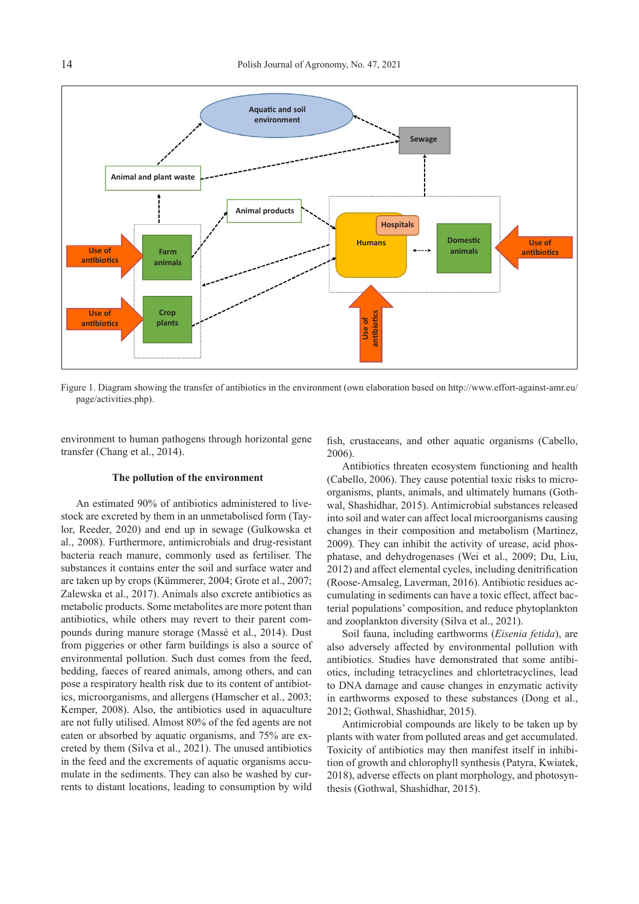Figure 1. Diagram showing the transfer of antibiotics in the environment (own elaboration based on http://www.effort-against-amr.eu/page/activities.php).

environment to human pathogens through horizontal gene transfer (Chang et al., 2014).

### The pollution of the environment

An estimated 90% of antibiotics administered to livestock are excreted by them in an unmetabolised form (Taylor, Reeder, 2020) and end up in sewage (Gulkowska et al., 2008). Furthermore, antimicrobials and drug-resistant bacteria reach manure, commonly used as fertiliser. The substances it contains enter the soil and surface water and are taken up by crops (Kümmerer, 2004; Grote et al., 2007; Zalewska et al., 2017). Animals also excrete antibiotics as metabolic products. Some metabolites are more potent than antibiotics, while others may revert to their parent compounds during manure storage (Massé et al., 2014). Dust from piggeries or other farm buildings is also a source of environmental pollution. Such dust comes from the feed, bedding, faeces of reared animals, among others, and can pose a respiratory health risk due to its content of antibiotics, microorganisms, and allergens (Hamscher et al., 2003; Kemper, 2008). Also, the antibiotics used in aquaculture are not fully utilised. Almost 80% of the fed agents are not eaten or absorbed by aquatic organisms, and 75% are excreted by them (Silva et al., 2021). The unused antibiotics in the feed and the excrements of aquatic organisms accumulate in the sediments. They can also be washed by currents to distant locations, leading to consumption by wild fish, crustaceans, and other aquatic organisms (Cabello, 2006).

Antibiotics threaten ecosystem functioning and health (Cabello, 2006). They cause potential toxic risks to microorganisms, plants, animals, and ultimately humans (Gothwal, Shashidhar, 2015). Antimicrobial substances released into soil and water can affect local microorganisms causing changes in their composition and metabolism (Martinez, 2009). They can inhibit the activity of urease, acid phosphatase, and dehydrogenases (Wei et al., 2009; Du, Liu, 2012) and affect elemental cycles, including denitrification (Roose-Amsaleg, Laverman, 2016). Antibiotic residues accumulating in sediments can have a toxic effect, affect bacterial populations' composition, and reduce phytoplankton and zooplankton diversity (Silva et al., 2021).

Soil fauna, including earthworms (*Eisenia fetida*), are also adversely affected by environmental pollution with antibiotics. Studies have demonstrated that some antibiotics, including tetracyclines and chlortetracyclines, lead to DNA damage and cause changes in enzymatic activity in earthworms exposed to these substances (Dong et al., 2012; Gothwal, Shashidhar, 2015).

Antimicrobial compounds are likely to be taken up by plants with water from polluted areas and get accumulated. Toxicity of antibiotics may then manifest itself in inhibition of growth and chlorophyll synthesis (Patyra, Kwiatek, 2018), adverse effects on plant morphology, and photosynthesis (Gothwal, Shashidhar, 2015).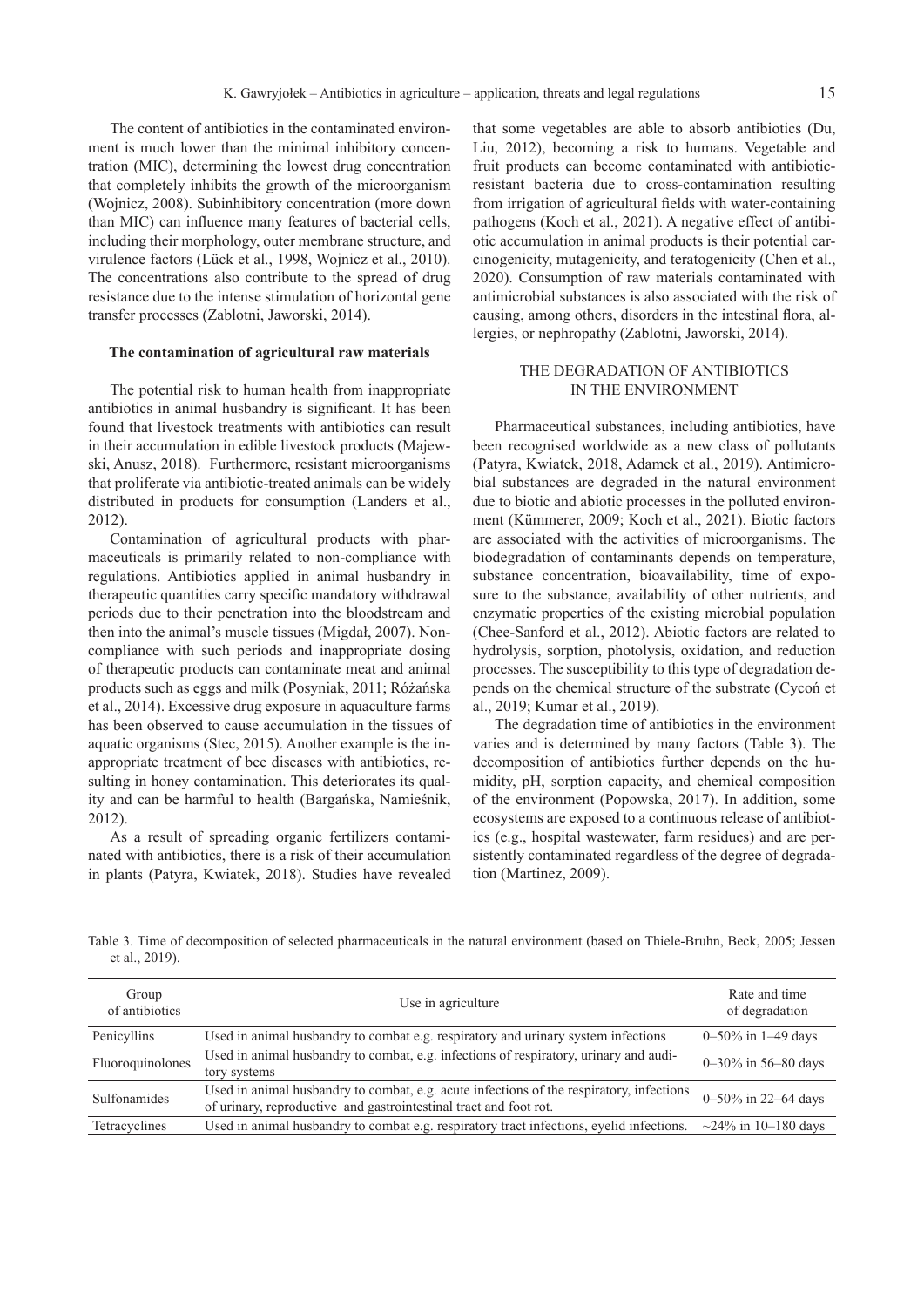The content of antibiotics in the contaminated environment is much lower than the minimal inhibitory concentration (MIC), determining the lowest drug concentration that completely inhibits the growth of the microorganism (Wojnicz, 2008). Subinhibitory concentration (more down than MIC) can influence many features of bacterial cells, including their morphology, outer membrane structure, and virulence factors (Lück et al., 1998, Wojnicz et al., 2010). The concentrations also contribute to the spread of drug resistance due to the intense stimulation of horizontal gene transfer processes (Zablotni, Jaworski, 2014).

### The contamination of agricultural raw materials

The potential risk to human health from inappropriate antibiotics in animal husbandry is significant. It has been found that livestock treatments with antibiotics can result in their accumulation in edible livestock products (Majewski, Anusz, 2018). Furthermore, resistant microorganisms that proliferate via antibiotic-treated animals can be widely distributed in products for consumption (Landers et al., 2012).

Contamination of agricultural products with pharmaceuticals is primarily related to non-compliance with regulations. Antibiotics applied in animal husbandry in therapeutic quantities carry specific mandatory withdrawal periods due to their penetration into the bloodstream and then into the animal's muscle tissues (Migdał, 2007). Non-compliance with such periods and inappropriate dosing of therapeutic products can contaminate meat and animal products such as eggs and milk (Posyniak, 2011; Różańska et al., 2014). Excessive drug exposure in aquaculture farms has been observed to cause accumulation in the tissues of aquatic organisms (Stec, 2015). Another example is the inappropriate treatment of bee diseases with antibiotics, resulting in honey contamination. This deteriorates its quality and can be harmful to health (Bargańska, Namieśnik, 2012).

As a result of spreading organic fertilizers contaminated with antibiotics, there is a risk of their accumulation in plants (Patyra, Kwiatek, 2018). Studies have revealed that some vegetables are able to absorb antibiotics (Du, Liu, 2012), becoming a risk to humans. Vegetable and fruit products can become contaminated with antibiotic-resistant bacteria due to cross-contamination resulting from irrigation of agricultural fields with water-containing pathogens (Koch et al., 2021). A negative effect of antibiotic accumulation in animal products is their potential carcinogenicity, mutagenicity, and teratogenicity (Chen et al., 2020). Consumption of raw materials contaminated with antimicrobial substances is also associated with the risk of causing, among others, disorders in the intestinal flora, allergies, or nephropathy (Zablotni, Jaworski, 2014).

## THE DEGRADATION OF ANTIBIOTICS IN THE ENVIRONMENT

Pharmaceutical substances, including antibiotics, have been recognised worldwide as a new class of pollutants (Patyra, Kwiatek, 2018, Adamek et al., 2019). Antimicrobial substances are degraded in the natural environment due to biotic and abiotic processes in the polluted environment (Kümmerer, 2009; Koch et al., 2021). Biotic factors are associated with the activities of microorganisms. The biodegradation of contaminants depends on temperature, substance concentration, bioavailability, time of exposure to the substance, availability of other nutrients, and enzymatic properties of the existing microbial population (Chee-Sanford et al., 2012). Abiotic factors are related to hydrolysis, sorption, photolysis, oxidation, and reduction processes. The susceptibility to this type of degradation depends on the chemical structure of the substrate (Cycoń et al., 2019; Kumar et al., 2019).

The degradation time of antibiotics in the environment varies and is determined by many factors (Table 3). The decomposition of antibiotics further depends on the humidity, pH, sorption capacity, and chemical composition of the environment (Popowska, 2017). In addition, some ecosystems are exposed to a continuous release of antibiotics (e.g., hospital wastewater, farm residues) and are persistently contaminated regardless of the degree of degradation (Martinez, 2009).

Table 3. Time of decomposition of selected pharmaceuticals in the natural environment (based on Thiele-Bruhn, Beck, 2005; Jessen et al., 2019).

| Group of antibiotics | Use in agriculture | Rate and time of degradation |
|---|---|---|
| Penicyllins | Used in animal husbandry to combat e.g. respiratory and urinary system infections | 0–50% in 1–49 days |
| Fluoroquinolones | Used in animal husbandry to combat, e.g. infections of respiratory, urinary and auditory systems | 0–30% in 56–80 days |
| Sulfonamides | Used in animal husbandry to combat, e.g. acute infections of the respiratory, infections of urinary, reproductive and gastrointestinal tract and foot rot. | 0–50% in 22–64 days |
| Tetracyclines | Used in animal husbandry to combat e.g. respiratory tract infections, eyelid infections. | ~24% in 10–180 days |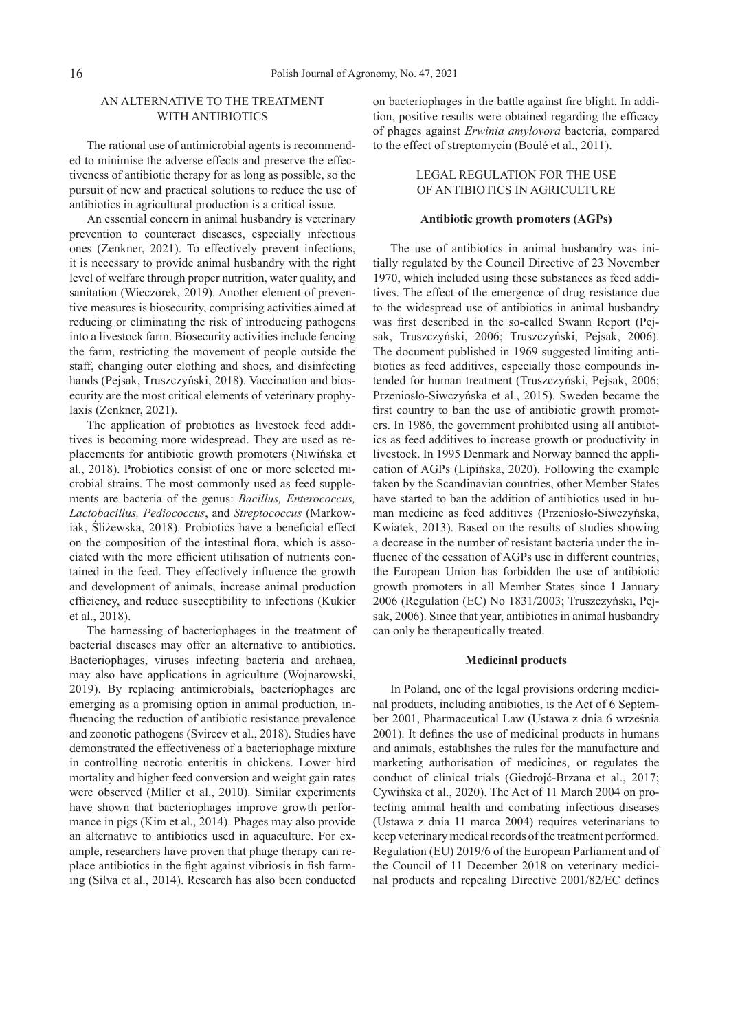## AN ALTERNATIVE TO THE TREATMENT WITH ANTIBIOTICS

The rational use of antimicrobial agents is recommended to minimise the adverse effects and preserve the effectiveness of antibiotic therapy for as long as possible, so the pursuit of new and practical solutions to reduce the use of antibiotics in agricultural production is a critical issue.

An essential concern in animal husbandry is veterinary prevention to counteract diseases, especially infectious ones (Zenkner, 2021). To effectively prevent infections, it is necessary to provide animal husbandry with the right level of welfare through proper nutrition, water quality, and sanitation (Wieczorek, 2019). Another element of preventive measures is biosecurity, comprising activities aimed at reducing or eliminating the risk of introducing pathogens into a livestock farm. Biosecurity activities include fencing the farm, restricting the movement of people outside the staff, changing outer clothing and shoes, and disinfecting hands (Pejsak, Truszczyński, 2018). Vaccination and biosecurity are the most critical elements of veterinary prophylaxis (Zenkner, 2021).

The application of probiotics as livestock feed additives is becoming more widespread. They are used as replacements for antibiotic growth promoters (Niwińska et al., 2018). Probiotics consist of one or more selected microbial strains. The most commonly used as feed supplements are bacteria of the genus: *Bacillus, Enterococcus, Lactobacillus, Pediococcus*, and *Streptococcus* (Markowiak, Śliżewska, 2018). Probiotics have a beneficial effect on the composition of the intestinal flora, which is associated with the more efficient utilisation of nutrients contained in the feed. They effectively influence the growth and development of animals, increase animal production efficiency, and reduce susceptibility to infections (Kukier et al., 2018).

The harnessing of bacteriophages in the treatment of bacterial diseases may offer an alternative to antibiotics. Bacteriophages, viruses infecting bacteria and archaea, may also have applications in agriculture (Wojnarowski, 2019). By replacing antimicrobials, bacteriophages are emerging as a promising option in animal production, influencing the reduction of antibiotic resistance prevalence and zoonotic pathogens (Svircev et al., 2018). Studies have demonstrated the effectiveness of a bacteriophage mixture in controlling necrotic enteritis in chickens. Lower bird mortality and higher feed conversion and weight gain rates were observed (Miller et al., 2010). Similar experiments have shown that bacteriophages improve growth performance in pigs (Kim et al., 2014). Phages may also provide an alternative to antibiotics used in aquaculture. For example, researchers have proven that phage therapy can replace antibiotics in the fight against vibriosis in fish farming (Silva et al., 2014). Research has also been conducted on bacteriophages in the battle against fire blight. In addition, positive results were obtained regarding the efficacy of phages against *Erwinia amylovora* bacteria, compared to the effect of streptomycin (Boulé et al., 2011).

## LEGAL REGULATION FOR THE USE OF ANTIBIOTICS IN AGRICULTURE

### Antibiotic growth promoters (AGPs)

The use of antibiotics in animal husbandry was initially regulated by the Council Directive of 23 November 1970, which included using these substances as feed additives. The effect of the emergence of drug resistance due to the widespread use of antibiotics in animal husbandry was first described in the so-called Swann Report (Pejsak, Truszczyński, 2006; Truszczyński, Pejsak, 2006). The document published in 1969 suggested limiting antibiotics as feed additives, especially those compounds intended for human treatment (Truszczyński, Pejsak, 2006; Przeniosło-Siwczyńska et al., 2015). Sweden became the first country to ban the use of antibiotic growth promoters. In 1986, the government prohibited using all antibiotics as feed additives to increase growth or productivity in livestock. In 1995 Denmark and Norway banned the application of AGPs (Lipińska, 2020). Following the example taken by the Scandinavian countries, other Member States have started to ban the addition of antibiotics used in human medicine as feed additives (Przeniosło-Siwczyńska, Kwiatek, 2013). Based on the results of studies showing a decrease in the number of resistant bacteria under the influence of the cessation of AGPs use in different countries, the European Union has forbidden the use of antibiotic growth promoters in all Member States since 1 January 2006 (Regulation (EC) No 1831/2003; Truszczyński, Pejsak, 2006). Since that year, antibiotics in animal husbandry can only be therapeutically treated.

### Medicinal products

In Poland, one of the legal provisions ordering medicinal products, including antibiotics, is the Act of 6 September 2001, Pharmaceutical Law (Ustawa z dnia 6 września 2001). It defines the use of medicinal products in humans and animals, establishes the rules for the manufacture and marketing authorisation of medicines, or regulates the conduct of clinical trials (Giedrojć-Brzana et al., 2017; Cywińska et al., 2020). The Act of 11 March 2004 on protecting animal health and combating infectious diseases (Ustawa z dnia 11 marca 2004) requires veterinarians to keep veterinary medical records of the treatment performed. Regulation (EU) 2019/6 of the European Parliament and of the Council of 11 December 2018 on veterinary medicinal products and repealing Directive 2001/82/EC defines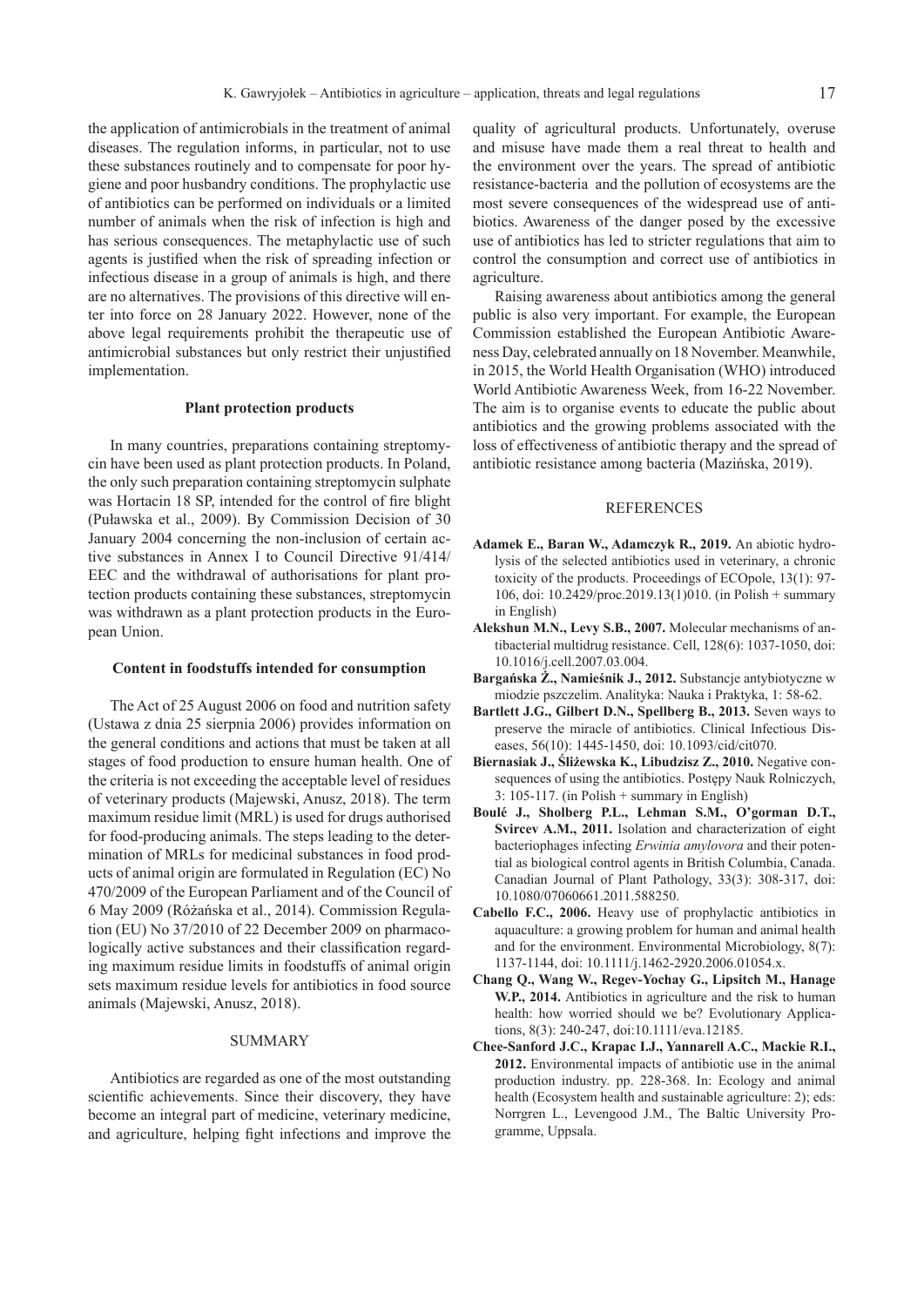the application of antimicrobials in the treatment of animal diseases. The regulation informs, in particular, not to use these substances routinely and to compensate for poor hygiene and poor husbandry conditions. The prophylactic use of antibiotics can be performed on individuals or a limited number of animals when the risk of infection is high and has serious consequences. The metaphylactic use of such agents is justified when the risk of spreading infection or infectious disease in a group of animals is high, and there are no alternatives. The provisions of this directive will enter into force on 28 January 2022. However, none of the above legal requirements prohibit the therapeutic use of antimicrobial substances but only restrict their unjustified implementation.

### Plant protection products

In many countries, preparations containing streptomycin have been used as plant protection products. In Poland, the only such preparation containing streptomycin sulphate was Hortacin 18 SP, intended for the control of fire blight (Puławska et al., 2009). By Commission Decision of 30 January 2004 concerning the non-inclusion of certain active substances in Annex I to Council Directive 91/414/EEC and the withdrawal of authorisations for plant protection products containing these substances, streptomycin was withdrawn as a plant protection products in the European Union.

### Content in foodstuffs intended for consumption

The Act of 25 August 2006 on food and nutrition safety (Ustawa z dnia 25 sierpnia 2006) provides information on the general conditions and actions that must be taken at all stages of food production to ensure human health. One of the criteria is not exceeding the acceptable level of residues of veterinary products (Majewski, Anusz, 2018). The term maximum residue limit (MRL) is used for drugs authorised for food-producing animals. The steps leading to the determination of MRLs for medicinal substances in food products of animal origin are formulated in Regulation (EC) No 470/2009 of the European Parliament and of the Council of 6 May 2009 (Różańska et al., 2014). Commission Regulation (EU) No 37/2010 of 22 December 2009 on pharmacologically active substances and their classification regarding maximum residue limits in foodstuffs of animal origin sets maximum residue levels for antibiotics in food source animals (Majewski, Anusz, 2018).

## SUMMARY

Antibiotics are regarded as one of the most outstanding scientific achievements. Since their discovery, they have become an integral part of medicine, veterinary medicine, and agriculture, helping fight infections and improve the quality of agricultural products. Unfortunately, overuse and misuse have made them a real threat to health and the environment over the years. The spread of antibiotic resistance-bacteria and the pollution of ecosystems are the most severe consequences of the widespread use of antibiotics. Awareness of the danger posed by the excessive use of antibiotics has led to stricter regulations that aim to control the consumption and correct use of antibiotics in agriculture.

Raising awareness about antibiotics among the general public is also very important. For example, the European Commission established the European Antibiotic Awareness Day, celebrated annually on 18 November. Meanwhile, in 2015, the World Health Organisation (WHO) introduced World Antibiotic Awareness Week, from 16-22 November. The aim is to organise events to educate the public about antibiotics and the growing problems associated with the loss of effectiveness of antibiotic therapy and the spread of antibiotic resistance among bacteria (Mazińska, 2019).

## REFERENCES

**Adamek E., Baran W., Adamczyk R., 2019.** An abiotic hydrolysis of the selected antibiotics used in veterinary, a chronic toxicity of the products. Proceedings of ECOpole, 13(1): 97-106, doi: 10.2429/proc.2019.13(1)010. (in Polish + summary in English)

**Alekshun M.N., Levy S.B., 2007.** Molecular mechanisms of antibacterial multidrug resistance. Cell, 128(6): 1037-1050, doi: 10.1016/j.cell.2007.03.004.

**Bargańska Ż., Namieśnik J., 2012.** Substancje antybiotyczne w miodzie pszczelim. Analityka: Nauka i Praktyka, 1: 58-62.

**Bartlett J.G., Gilbert D.N., Spellberg B., 2013.** Seven ways to preserve the miracle of antibiotics. Clinical Infectious Diseases, 56(10): 1445-1450, doi: 10.1093/cid/cit070.

**Biernasiak J., Śliżewska K., Libudzisz Z., 2010.** Negative consequences of using the antibiotics. Postępy Nauk Rolniczych, 3: 105-117. (in Polish + summary in English)

**Boulé J., Sholberg P.L., Lehman S.M., O'gorman D.T., Svircev A.M., 2011.** Isolation and characterization of eight bacteriophages infecting *Erwinia amylovora* and their potential as biological control agents in British Columbia, Canada. Canadian Journal of Plant Pathology, 33(3): 308-317, doi: 10.1080/07060661.2011.588250.

**Cabello F.C., 2006.** Heavy use of prophylactic antibiotics in aquaculture: a growing problem for human and animal health and for the environment. Environmental Microbiology, 8(7): 1137-1144, doi: 10.1111/j.1462-2920.2006.01054.x.

**Chang Q., Wang W., Regev-Yochay G., Lipsitch M., Hanage W.P., 2014.** Antibiotics in agriculture and the risk to human health: how worried should we be? Evolutionary Applications, 8(3): 240-247, doi:10.1111/eva.12185.

**Chee-Sanford J.C., Krapac I.J., Yannarell A.C., Mackie R.I., 2012.** Environmental impacts of antibiotic use in the animal production industry. pp. 228-368. In: Ecology and animal health (Ecosystem health and sustainable agriculture: 2); eds: Norrgren L., Levengood J.M., The Baltic University Programme, Uppsala.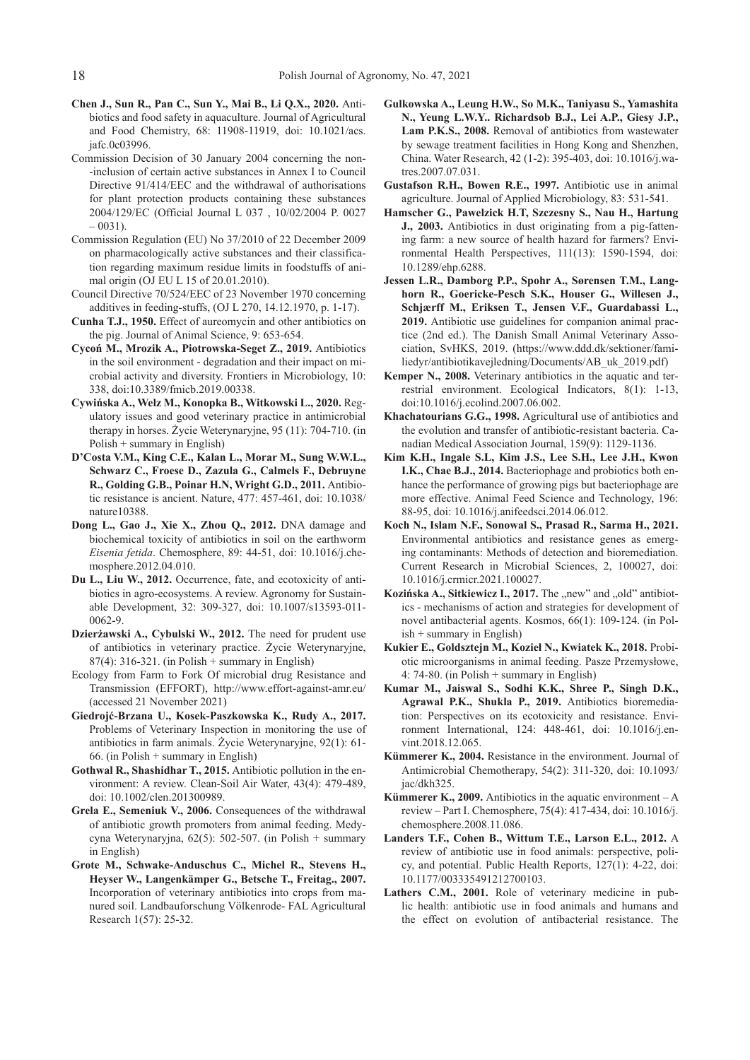**Chen J., Sun R., Pan C., Sun Y., Mai B., Li Q.X., 2020.** Antibiotics and food safety in aquaculture. Journal of Agricultural and Food Chemistry, 68: 11908-11919, doi: 10.1021/acs.jafc.0c03996.

Commission Decision of 30 January 2004 concerning the non--inclusion of certain active substances in Annex I to Council Directive 91/414/EEC and the withdrawal of authorisations for plant protection products containing these substances 2004/129/EC (Official Journal L 037 , 10/02/2004 P. 0027 – 0031).

Commission Regulation (EU) No 37/2010 of 22 December 2009 on pharmacologically active substances and their classification regarding maximum residue limits in foodstuffs of animal origin (OJ EU L 15 of 20.01.2010).

Council Directive 70/524/EEC of 23 November 1970 concerning additives in feeding-stuffs, (OJ L 270, 14.12.1970, p. 1-17).

**Cunha T.J., 1950.** Effect of aureomycin and other antibiotics on the pig. Journal of Animal Science, 9: 653-654.

**Cycoń M., Mrozik A., Piotrowska-Seget Z., 2019.** Antibiotics in the soil environment - degradation and their impact on microbial activity and diversity. Frontiers in Microbiology, 10: 338, doi:10.3389/fmicb.2019.00338.

**Cywińska A., Welz M., Konopka B., Witkowski L., 2020.** Regulatory issues and good veterinary practice in antimicrobial therapy in horses. Życie Weterynaryjne, 95 (11): 704-710. (in Polish + summary in English)

**D'Costa V.M., King C.E., Kalan L., Morar M., Sung W.W.L., Schwarz C., Froese D., Zazula G., Calmels F., Debruyne R., Golding G.B., Poinar H.N, Wright G.D., 2011.** Antibiotic resistance is ancient. Nature, 477: 457-461, doi: 10.1038/nature10388.

**Dong L., Gao J., Xie X., Zhou Q., 2012.** DNA damage and biochemical toxicity of antibiotics in soil on the earthworm *Eisenia fetida*. Chemosphere, 89: 44-51, doi: 10.1016/j.chemosphere.2012.04.010.

**Du L., Liu W., 2012.** Occurrence, fate, and ecotoxicity of antibiotics in agro-ecosystems. A review. Agronomy for Sustainable Development, 32: 309-327, doi: 10.1007/s13593-011-0062-9.

**Dzierżawski A., Cybulski W., 2012.** The need for prudent use of antibiotics in veterinary practice. Życie Weterynaryjne, 87(4): 316-321. (in Polish + summary in English)

Ecology from Farm to Fork Of microbial drug Resistance and Transmission (EFFORT), http://www.effort-against-amr.eu/ (accessed 21 November 2021)

**Giedrojć-Brzana U., Kosek-Paszkowska K., Rudy A., 2017.** Problems of Veterinary Inspection in monitoring the use of antibiotics in farm animals. Życie Weterynaryjne, 92(1): 61-66. (in Polish + summary in English)

**Gothwal R., Shashidhar T., 2015.** Antibiotic pollution in the environment: A review. Clean-Soil Air Water, 43(4): 479-489, doi: 10.1002/clen.201300989.

**Grela E., Semeniuk V., 2006.** Consequences of the withdrawal of antibiotic growth promoters from animal feeding. Medycyna Weterynaryjna, 62(5): 502-507. (in Polish + summary in English)

**Grote M., Schwake-Anduschus C., Michel R., Stevens H., Heyser W., Langenkämper G., Betsche T., Freitag., 2007.** Incorporation of veterinary antibiotics into crops from manured soil. Landbauforschung Völkenrode- FAL Agricultural Research 1(57): 25-32.

**Gulkowska A., Leung H.W., So M.K., Taniyasu S., Yamashita N., Yeung L.W.Y.. Richardsob B.J., Lei A.P., Giesy J.P., Lam P.K.S., 2008.** Removal of antibiotics from wastewater by sewage treatment facilities in Hong Kong and Shenzhen, China. Water Research, 42 (1-2): 395-403, doi: 10.1016/j.watres.2007.07.031.

**Gustafson R.H., Bowen R.E., 1997.** Antibiotic use in animal agriculture. Journal of Applied Microbiology, 83: 531-541.

**Hamscher G., Pawelzick H.T, Szczesny S., Nau H., Hartung J., 2003.** Antibiotics in dust originating from a pig-fattening farm: a new source of health hazard for farmers? Environmental Health Perspectives, 111(13): 1590-1594, doi: 10.1289/ehp.6288.

**Jessen L.R., Damborg P.P., Spohr A., Sørensen T.M., Langhorn R., Goericke-Pesch S.K., Houser G., Willesen J., Schjærff M., Eriksen T., Jensen V.F., Guardabassi L., 2019.** Antibiotic use guidelines for companion animal practice (2nd ed.). The Danish Small Animal Veterinary Association, SvHKS, 2019. (https://www.ddd.dk/sektioner/familiedyr/antibiotikavejledning/Documents/AB_uk_2019.pdf)

**Kemper N., 2008.** Veterinary antibiotics in the aquatic and terrestrial environment. Ecological Indicators, 8(1): 1-13, doi:10.1016/j.ecolind.2007.06.002.

**Khachatourians G.G., 1998.** Agricultural use of antibiotics and the evolution and transfer of antibiotic-resistant bacteria. Canadian Medical Association Journal, 159(9): 1129-1136.

**Kim K.H., Ingale S.L, Kim J.S., Lee S.H., Lee J.H., Kwon I.K., Chae B.J., 2014.** Bacteriophage and probiotics both enhance the performance of growing pigs but bacteriophage are more effective. Animal Feed Science and Technology, 196: 88-95, doi: 10.1016/j.anifeedsci.2014.06.012.

**Koch N., Islam N.F., Sonowal S., Prasad R., Sarma H., 2021.** Environmental antibiotics and resistance genes as emerging contaminants: Methods of detection and bioremediation. Current Research in Microbial Sciences, 2, 100027, doi: 10.1016/j.crmicr.2021.100027.

**Kozińska A., Sitkiewicz I., 2017.** The „new" and „old" antibiotics - mechanisms of action and strategies for development of novel antibacterial agents. Kosmos, 66(1): 109-124. (in Polish + summary in English)

**Kukier E., Goldsztejn M., Kozieł N., Kwiatek K., 2018.** Probiotic microorganisms in animal feeding. Pasze Przemysłowe, 4: 74-80. (in Polish + summary in English)

**Kumar M., Jaiswal S., Sodhi K.K., Shree P., Singh D.K., Agrawal P.K., Shukla P., 2019.** Antibiotics bioremediation: Perspectives on its ecotoxicity and resistance. Environment International, 124: 448-461, doi: 10.1016/j.envint.2018.12.065.

**Kümmerer K., 2004.** Resistance in the environment. Journal of Antimicrobial Chemotherapy, 54(2): 311-320, doi: 10.1093/jac/dkh325.

**Kümmerer K., 2009.** Antibiotics in the aquatic environment – A review – Part I. Chemosphere, 75(4): 417-434, doi: 10.1016/j.chemosphere.2008.11.086.

**Landers T.F., Cohen B., Wittum T.E., Larson E.L., 2012.** A review of antibiotic use in food animals: perspective, policy, and potential. Public Health Reports, 127(1): 4-22, doi: 10.1177/003335491212700103.

**Lathers C.M., 2001.** Role of veterinary medicine in public health: antibiotic use in food animals and humans and the effect on evolution of antibacterial resistance. The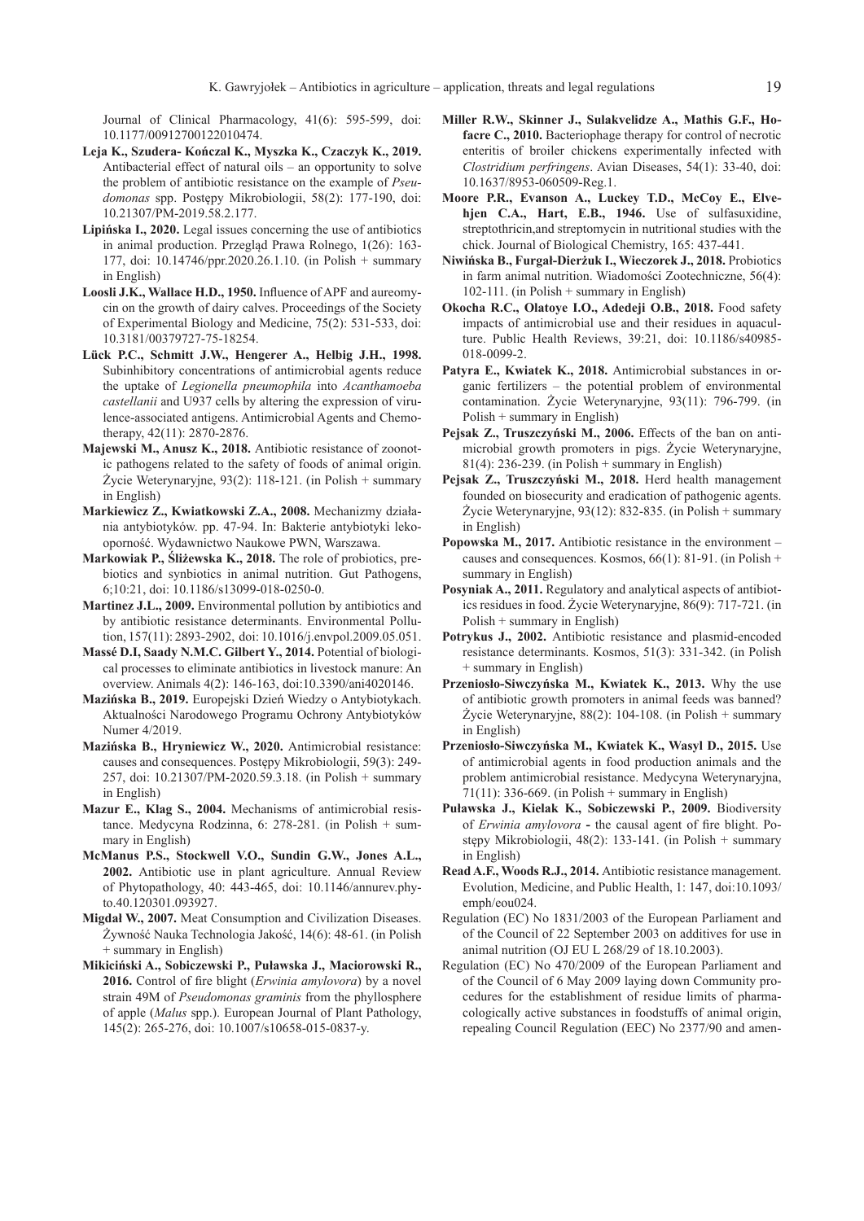Journal of Clinical Pharmacology, 41(6): 595-599, doi: 10.1177/00912700122010474.

**Leja K., Szudera- Kończal K., Myszka K., Czaczyk K., 2019.** Antibacterial effect of natural oils – an opportunity to solve the problem of antibiotic resistance on the example of *Pseudomonas* spp. Postępy Mikrobiologii, 58(2): 177-190, doi: 10.21307/PM-2019.58.2.177.

**Lipińska I., 2020.** Legal issues concerning the use of antibiotics in animal production. Przegląd Prawa Rolnego, 1(26): 163-177, doi: 10.14746/ppr.2020.26.1.10. (in Polish + summary in English)

**Loosli J.K., Wallace H.D., 1950.** Influence of APF and aureomycin on the growth of dairy calves. Proceedings of the Society of Experimental Biology and Medicine, 75(2): 531-533, doi: 10.3181/00379727-75-18254.

**Lück P.C., Schmitt J.W., Hengerer A., Helbig J.H., 1998.** Subinhibitory concentrations of antimicrobial agents reduce the uptake of *Legionella pneumophila* into *Acanthamoeba castellanii* and U937 cells by altering the expression of virulence-associated antigens. Antimicrobial Agents and Chemotherapy, 42(11): 2870-2876.

**Majewski M., Anusz K., 2018.** Antibiotic resistance of zoonotic pathogens related to the safety of foods of animal origin. Życie Weterynaryjne, 93(2): 118-121. (in Polish + summary in English)

**Markiewicz Z., Kwiatkowski Z.A., 2008.** Mechanizmy działania antybiotyków. pp. 47-94. In: Bakterie antybiotyki lekooporność. Wydawnictwo Naukowe PWN, Warszawa.

**Markowiak P., Śliżewska K., 2018.** The role of probiotics, prebiotics and synbiotics in animal nutrition. Gut Pathogens, 6;10:21, doi: 10.1186/s13099-018-0250-0.

**Martinez J.L., 2009.** Environmental pollution by antibiotics and by antibiotic resistance determinants. Environmental Pollution, 157(11): 2893-2902, doi: 10.1016/j.envpol.2009.05.051.

**Massé D.I, Saady N.M.C. Gilbert Y., 2014.** Potential of biological processes to eliminate antibiotics in livestock manure: An overview. Animals 4(2): 146-163, doi:10.3390/ani4020146.

**Mazińska B., 2019.** Europejski Dzień Wiedzy o Antybiotykach. Aktualności Narodowego Programu Ochrony Antybiotyków Numer 4/2019.

**Mazińska B., Hryniewicz W., 2020.** Antimicrobial resistance: causes and consequences. Postępy Mikrobiologii, 59(3): 249-257, doi: 10.21307/PM-2020.59.3.18. (in Polish + summary in English)

**Mazur E., Kląg S., 2004.** Mechanisms of antimicrobial resistance. Medycyna Rodzinna, 6: 278-281. (in Polish + summary in English)

**McManus P.S., Stockwell V.O., Sundin G.W., Jones A.L., 2002.** Antibiotic use in plant agriculture. Annual Review of Phytopathology, 40: 443-465, doi: 10.1146/annurev.phyto.40.120301.093927.

**Migdał W., 2007.** Meat Consumption and Civilization Diseases. Żywność Nauka Technologia Jakość, 14(6): 48-61. (in Polish + summary in English)

**Mikiciński A., Sobiczewski P., Puławska J., Maciorowski R., 2016.** Control of fire blight (*Erwinia amylovora*) by a novel strain 49M of *Pseudomonas graminis* from the phyllosphere of apple (*Malus* spp.). European Journal of Plant Pathology, 145(2): 265-276, doi: 10.1007/s10658-015-0837-y.

**Miller R.W., Skinner J., Sulakvelidze A., Mathis G.F., Hofacre C., 2010.** Bacteriophage therapy for control of necrotic enteritis of broiler chickens experimentally infected with *Clostridium perfringens*. Avian Diseases, 54(1): 33-40, doi: 10.1637/8953-060509-Reg.1.

**Moore P.R., Evanson A., Luckey T.D., McCoy E., Elvehjen C.A., Hart, E.B., 1946.** Use of sulfasuxidine, streptothricin,and streptomycin in nutritional studies with the chick. Journal of Biological Chemistry, 165: 437-441.

**Niwińska B., Furgał-Dierżuk I., Wieczorek J., 2018.** Probiotics in farm animal nutrition. Wiadomości Zootechniczne, 56(4): 102-111. (in Polish + summary in English)

**Okocha R.C., Olatoye I.O., Adedeji O.B., 2018.** Food safety impacts of antimicrobial use and their residues in aquaculture. Public Health Reviews, 39:21, doi: 10.1186/s40985-018-0099-2.

**Patyra E., Kwiatek K., 2018.** Antimicrobial substances in organic fertilizers – the potential problem of environmental contamination. Życie Weterynaryjne, 93(11): 796-799. (in Polish + summary in English)

**Pejsak Z., Truszczyński M., 2006.** Effects of the ban on antimicrobial growth promoters in pigs. Życie Weterynaryjne, 81(4): 236-239. (in Polish + summary in English)

**Pejsak Z., Truszczyński M., 2018.** Herd health management founded on biosecurity and eradication of pathogenic agents. Życie Weterynaryjne, 93(12): 832-835. (in Polish + summary in English)

**Popowska M., 2017.** Antibiotic resistance in the environment – causes and consequences. Kosmos, 66(1): 81-91. (in Polish + summary in English)

**Posyniak A., 2011.** Regulatory and analytical aspects of antibiotics residues in food. Życie Weterynaryjne, 86(9): 717-721. (in Polish + summary in English)

**Potrykus J., 2002.** Antibiotic resistance and plasmid-encoded resistance determinants. Kosmos, 51(3): 331-342. (in Polish + summary in English)

**Przeniosło-Siwczyńska M., Kwiatek K., 2013.** Why the use of antibiotic growth promoters in animal feeds was banned? Życie Weterynaryjne, 88(2): 104-108. (in Polish + summary in English)

**Przeniosło-Siwczyńska M., Kwiatek K., Wasyl D., 2015.** Use of antimicrobial agents in food production animals and the problem antimicrobial resistance. Medycyna Weterynaryjna, 71(11): 336-669. (in Polish + summary in English)

**Puławska J., Kielak K., Sobiczewski P., 2009.** Biodiversity of *Erwinia amylovora* - the causal agent of fire blight. Postępy Mikrobiologii, 48(2): 133-141. (in Polish + summary in English)

**Read A.F., Woods R.J., 2014.** Antibiotic resistance management. Evolution, Medicine, and Public Health, 1: 147, doi:10.1093/emph/eou024.

Regulation (EC) No 1831/2003 of the European Parliament and of the Council of 22 September 2003 on additives for use in animal nutrition (OJ EU L 268/29 of 18.10.2003).

Regulation (EC) No 470/2009 of the European Parliament and of the Council of 6 May 2009 laying down Community procedures for the establishment of residue limits of pharmacologically active substances in foodstuffs of animal origin, repealing Council Regulation (EEC) No 2377/90 and amen-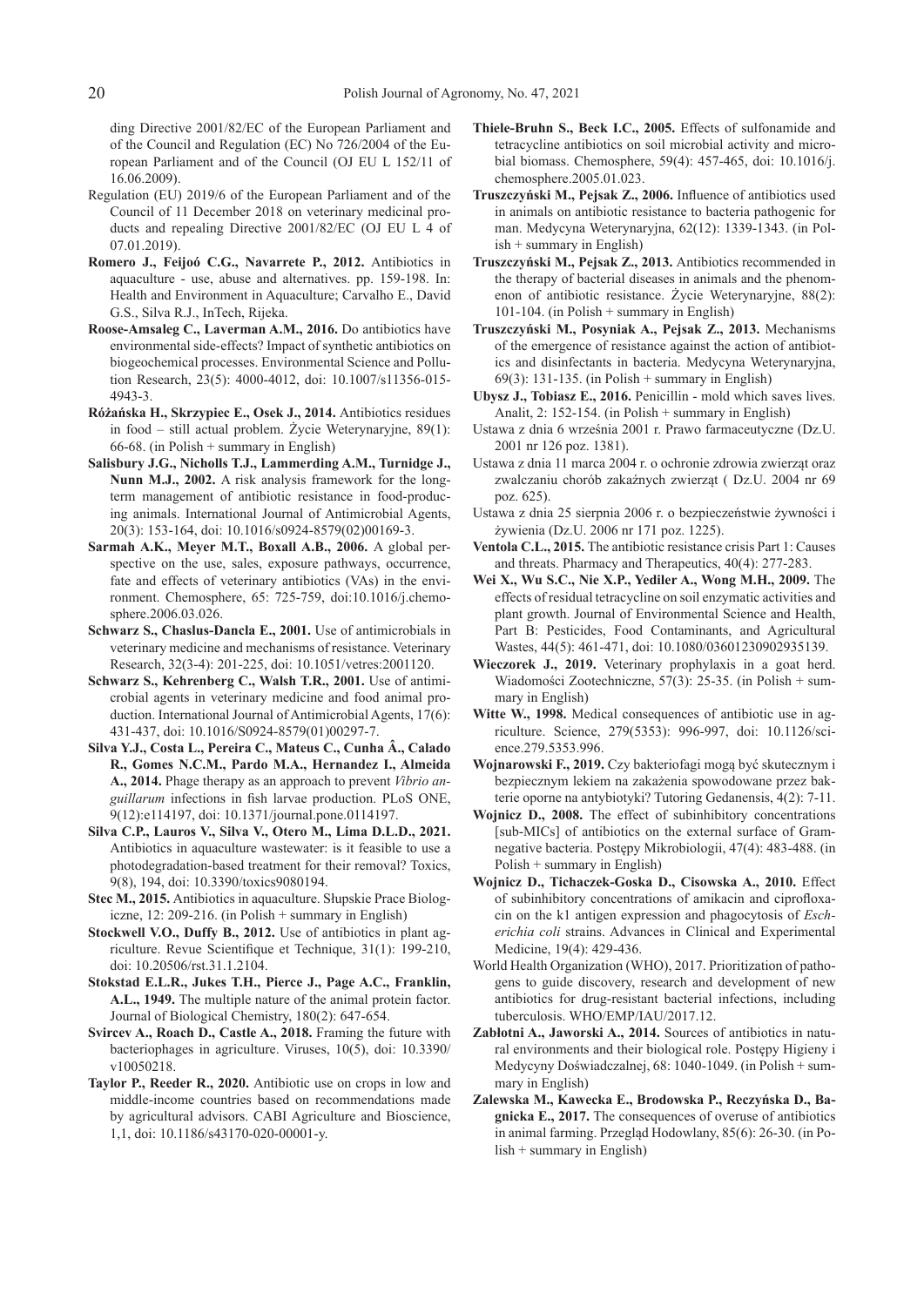ding Directive 2001/82/EC of the European Parliament and of the Council and Regulation (EC) No 726/2004 of the European Parliament and of the Council (OJ EU L 152/11 of 16.06.2009).

Regulation (EU) 2019/6 of the European Parliament and of the Council of 11 December 2018 on veterinary medicinal products and repealing Directive 2001/82/EC (OJ EU L 4 of 07.01.2019).

**Romero J., Feijoó C.G., Navarrete P., 2012.** Antibiotics in aquaculture - use, abuse and alternatives. pp. 159-198. In: Health and Environment in Aquaculture; Carvalho E., David G.S., Silva R.J., InTech, Rijeka.

**Roose-Amsaleg C., Laverman A.M., 2016.** Do antibiotics have environmental side-effects? Impact of synthetic antibiotics on biogeochemical processes. Environmental Science and Pollution Research, 23(5): 4000-4012, doi: 10.1007/s11356-015-4943-3.

**Różańska H., Skrzypiec E., Osek J., 2014.** Antibiotics residues in food – still actual problem. Życie Weterynaryjne, 89(1): 66-68. (in Polish + summary in English)

**Salisbury J.G., Nicholls T.J., Lammerding A.M., Turnidge J., Nunn M.J., 2002.** A risk analysis framework for the long-term management of antibiotic resistance in food-producing animals. International Journal of Antimicrobial Agents, 20(3): 153-164, doi: 10.1016/s0924-8579(02)00169-3.

**Sarmah A.K., Meyer M.T., Boxall A.B., 2006.** A global perspective on the use, sales, exposure pathways, occurrence, fate and effects of veterinary antibiotics (VAs) in the environment. Chemosphere, 65: 725-759, doi:10.1016/j.chemosphere.2006.03.026.

**Schwarz S., Chaslus-Dancla E., 2001.** Use of antimicrobials in veterinary medicine and mechanisms of resistance. Veterinary Research, 32(3-4): 201-225, doi: 10.1051/vetres:2001120.

**Schwarz S., Kehrenberg C., Walsh T.R., 2001.** Use of antimicrobial agents in veterinary medicine and food animal production. International Journal of Antimicrobial Agents, 17(6): 431-437, doi: 10.1016/S0924-8579(01)00297-7.

**Silva Y.J., Costa L., Pereira C., Mateus C., Cunha Â., Calado R., Gomes N.C.M., Pardo M.A., Hernandez I., Almeida A., 2014.** Phage therapy as an approach to prevent *Vibrio anguillarum* infections in fish larvae production. PLoS ONE, 9(12):e114197, doi: 10.1371/journal.pone.0114197.

**Silva C.P., Lauros V., Silva V., Otero M., Lima D.L.D., 2021.** Antibiotics in aquaculture wastewater: is it feasible to use a photodegradation-based treatment for their removal? Toxics, 9(8), 194, doi: 10.3390/toxics9080194.

**Stec M., 2015.** Antibiotics in aquaculture. Słupskie Prace Biologiczne, 12: 209-216. (in Polish + summary in English)

**Stockwell V.O., Duffy B., 2012.** Use of antibiotics in plant agriculture. Revue Scientifique et Technique, 31(1): 199-210, doi: 10.20506/rst.31.1.2104.

**Stokstad E.L.R., Jukes T.H., Pierce J., Page A.C., Franklin, A.L., 1949.** The multiple nature of the animal protein factor. Journal of Biological Chemistry, 180(2): 647-654.

**Svircev A., Roach D., Castle A., 2018.** Framing the future with bacteriophages in agriculture. Viruses, 10(5), doi: 10.3390/v10050218.

**Taylor P., Reeder R., 2020.** Antibiotic use on crops in low and middle-income countries based on recommendations made by agricultural advisors. CABI Agriculture and Bioscience, 1,1, doi: 10.1186/s43170-020-00001-y.

**Thiele-Bruhn S., Beck I.C., 2005.** Effects of sulfonamide and tetracycline antibiotics on soil microbial activity and microbial biomass. Chemosphere, 59(4): 457-465, doi: 10.1016/j.chemosphere.2005.01.023.

**Truszczyński M., Pejsak Z., 2006.** Influence of antibiotics used in animals on antibiotic resistance to bacteria pathogenic for man. Medycyna Weterynaryjna, 62(12): 1339-1343. (in Polish + summary in English)

**Truszczyński M., Pejsak Z., 2013.** Antibiotics recommended in the therapy of bacterial diseases in animals and the phenomenon of antibiotic resistance. Życie Weterynaryjne, 88(2): 101-104. (in Polish + summary in English)

**Truszczyński M., Posyniak A., Pejsak Z., 2013.** Mechanisms of the emergence of resistance against the action of antibiotics and disinfectants in bacteria. Medycyna Weterynaryjna, 69(3): 131-135. (in Polish + summary in English)

**Ubysz J., Tobiasz E., 2016.** Penicillin - mold which saves lives. Analit, 2: 152-154. (in Polish + summary in English)

Ustawa z dnia 6 września 2001 r. Prawo farmaceutyczne (Dz.U. 2001 nr 126 poz. 1381).

Ustawa z dnia 11 marca 2004 r. o ochronie zdrowia zwierząt oraz zwalczaniu chorób zakaźnych zwierząt ( Dz.U. 2004 nr 69 poz. 625).

Ustawa z dnia 25 sierpnia 2006 r. o bezpieczeństwie żywności i żywienia (Dz.U. 2006 nr 171 poz. 1225).

**Ventola C.L., 2015.** The antibiotic resistance crisis Part 1: Causes and threats. Pharmacy and Therapeutics, 40(4): 277-283.

**Wei X., Wu S.C., Nie X.P., Yediler A., Wong M.H., 2009.** The effects of residual tetracycline on soil enzymatic activities and plant growth. Journal of Environmental Science and Health, Part B: Pesticides, Food Contaminants, and Agricultural Wastes, 44(5): 461-471, doi: 10.1080/03601230902935139.

**Wieczorek J., 2019.** Veterinary prophylaxis in a goat herd. Wiadomości Zootechniczne, 57(3): 25-35. (in Polish + summary in English)

**Witte W., 1998.** Medical consequences of antibiotic use in agriculture. Science, 279(5353): 996-997, doi: 10.1126/science.279.5353.996.

**Wojnarowski F., 2019.** Czy bakteriofagi mogą być skutecznym i bezpiecznym lekiem na zakażenia spowodowane przez bakterie oporne na antybiotyki? Tutoring Gedanensis, 4(2): 7-11.

**Wojnicz D., 2008.** The effect of subinhibitory concentrations [sub-MICs] of antibiotics on the external surface of Gram-negative bacteria. Postępy Mikrobiologii, 47(4): 483-488. (in Polish + summary in English)

**Wojnicz D., Tichaczek-Goska D., Cisowska A., 2010.** Effect of subinhibitory concentrations of amikacin and ciprofloxacin on the k1 antigen expression and phagocytosis of *Escherichia coli* strains. Advances in Clinical and Experimental Medicine, 19(4): 429-436.

World Health Organization (WHO), 2017. Prioritization of pathogens to guide discovery, research and development of new antibiotics for drug-resistant bacterial infections, including tuberculosis. WHO/EMP/IAU/2017.12.

**Zabłotni A., Jaworski A., 2014.** Sources of antibiotics in natural environments and their biological role. Postępy Higieny i Medycyny Doświadczalnej, 68: 1040-1049. (in Polish + summary in English)

**Zalewska M., Kawecka E., Brodowska P., Reczyńska D., Bagnicka E., 2017.** The consequences of overuse of antibiotics in animal farming. Przegląd Hodowlany, 85(6): 26-30. (in Polish + summary in English)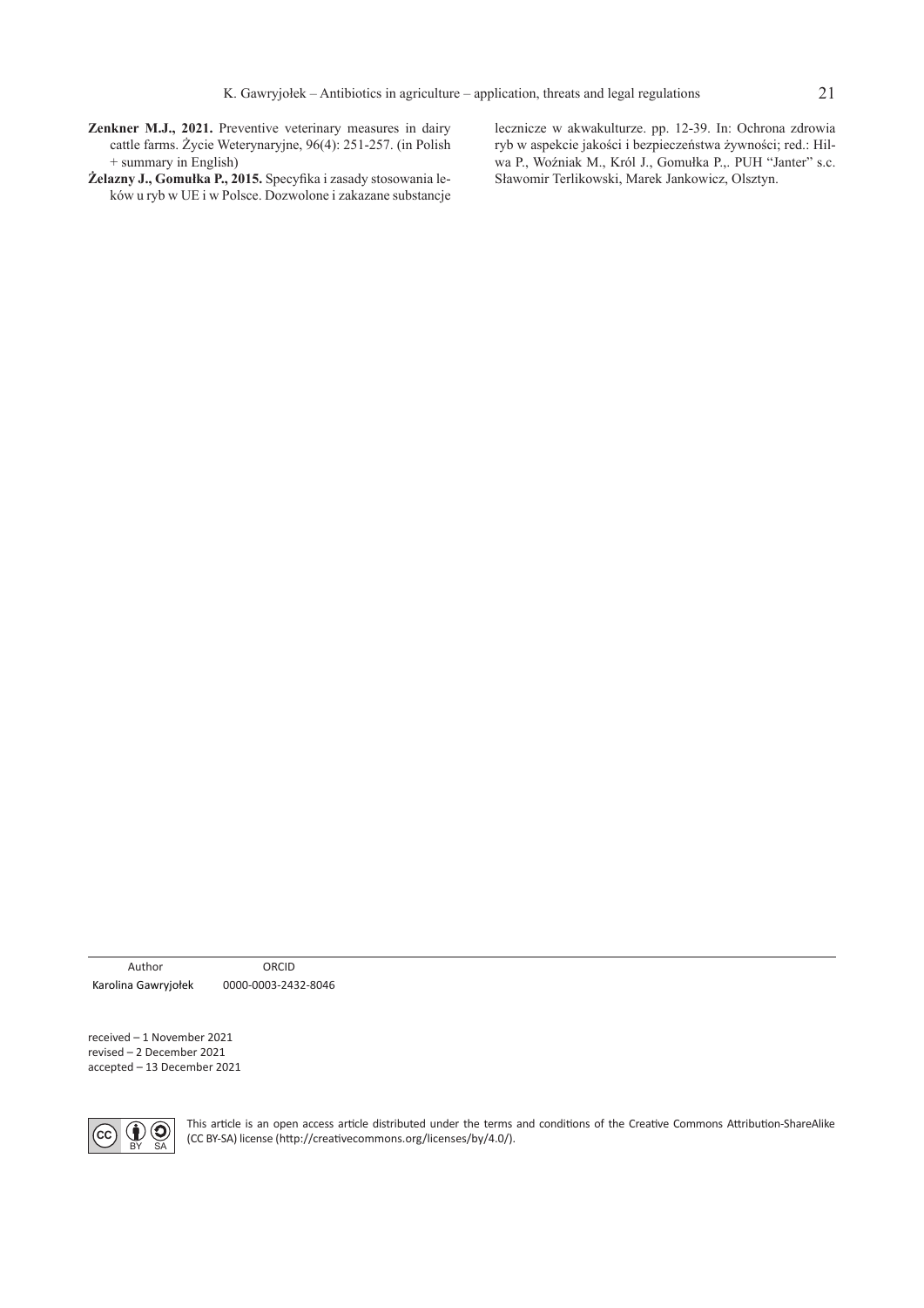**Zenkner M.J., 2021.** Preventive veterinary measures in dairy cattle farms. Życie Weterynaryjne, 96(4): 251-257. (in Polish + summary in English)

**Żelazny J., Gomułka P., 2015.** Specyfika i zasady stosowania leków u ryb w UE i w Polsce. Dozwolone i zakazane substancje lecznicze w akwakulturze. pp. 12-39. In: Ochrona zdrowia ryb w aspekcie jakości i bezpieczeństwa żywności; red.: Hilwa P., Woźniak M., Król J., Gomułka P.,. PUH "Janter" s.c. Sławomir Terlikowski, Marek Jankowicz, Olsztyn.

| Author | ORCID |
|---|---|
| Karolina Gawryjołek | 0000-0003-2432-8046 |

received – 1 November 2021
revised – 2 December 2021
accepted – 13 December 2021

This article is an open access article distributed under the terms and conditions of the Creative Commons Attribution-ShareAlike (CC BY-SA) license (http://creativecommons.org/licenses/by/4.0/).